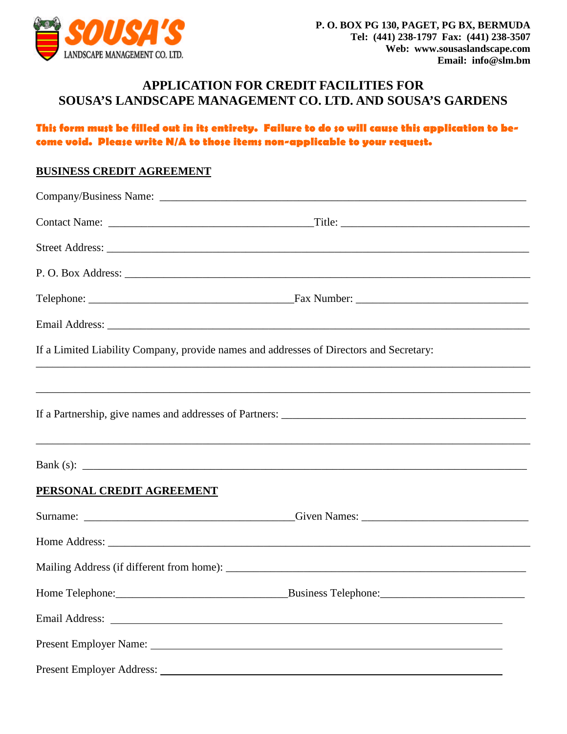SOUSA'S
LANDSCAPE MANAGEMENT CO. LTD.

**P. O. BOX PG 130, PAGET, PG BX, BERMUDA**
**Tel: (441) 238-1797 Fax: (441) 238-3507**
**Web: www.sousaslandscape.com**
**Email: info@slm.bm**

## APPLICATION FOR CREDIT FACILITIES FOR SOUSA'S LANDSCAPE MANAGEMENT CO. LTD. AND SOUSA'S GARDENS

**This form must be filled out in its entirety. Failure to do so will cause this application to become void. Please write N/A to those items non-applicable to your request.**

### BUSINESS CREDIT AGREEMENT

Company/Business Name: ______________________________________________

Contact Name: ______________________________ Title: ______________________________

Street Address: ______________________________________________

P. O. Box Address: ______________________________________________

Telephone: ______________________________ Fax Number: ______________________________

Email Address: ______________________________________________

If a Limited Liability Company, provide names and addresses of Directors and Secretary:

______________________________________________

______________________________________________

If a Partnership, give names and addresses of Partners: ______________________________

______________________________________________

Bank (s): ______________________________________________

### PERSONAL CREDIT AGREEMENT

Surname: ______________________________ Given Names: ______________________________

Home Address: ______________________________________________

Mailing Address (if different from home): ______________________________

Home Telephone: ______________________________ Business Telephone: ______________________________

Email Address: ______________________________________________

Present Employer Name: ______________________________________________

Present Employer Address: ______________________________________________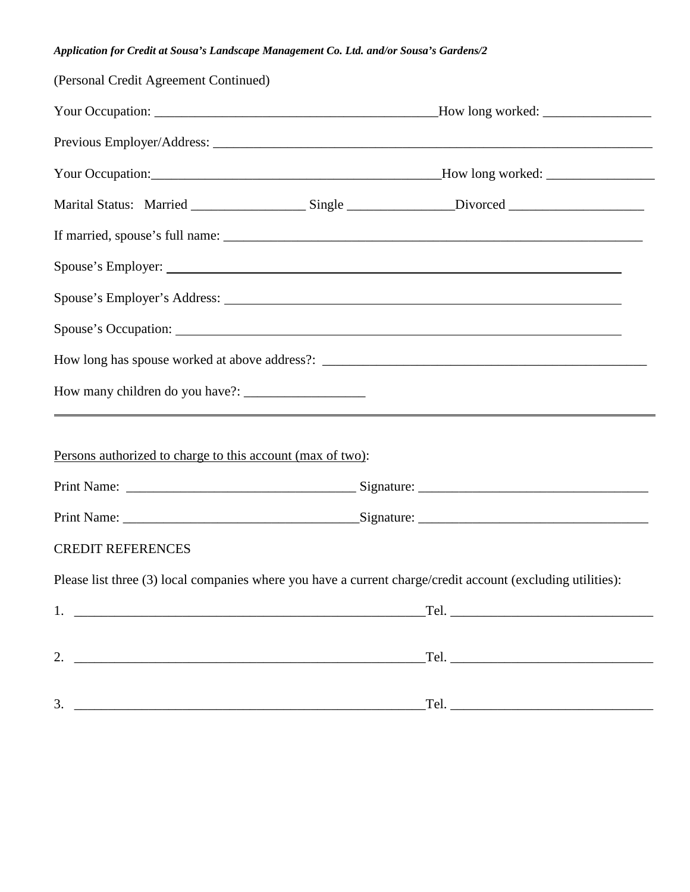*Application for Credit at Sousa's Landscape Management Co. Ltd. and/or Sousa's Gardens/2*

(Personal Credit Agreement Continued)

Your Occupation: ________________________________________ How long worked: ________________

Previous Employer/Address: ____________________________________________________________

Your Occupation: ________________________________________ How long worked: ________________

Marital Status: Married ________________ Single _______________ Divorced ___________________

If married, spouse's full name: ________________________________________________________

Spouse's Employer: ________________________________________________________________

Spouse's Employer's Address: _________________________________________________________

Spouse's Occupation: _______________________________________________________________

How long has spouse worked at above address?: ____________________________________________

How many children do you have?: _________________

---

Persons authorized to charge to this account (max of two):

Print Name: ________________________________ Signature: ________________________________

Print Name: ________________________________ Signature: ________________________________

CREDIT REFERENCES

Please list three (3) local companies where you have a current charge/credit account (excluding utilities):

1. ____________________________________________________ Tel. ____________________________

2. ____________________________________________________ Tel. ____________________________

3. ____________________________________________________ Tel. ____________________________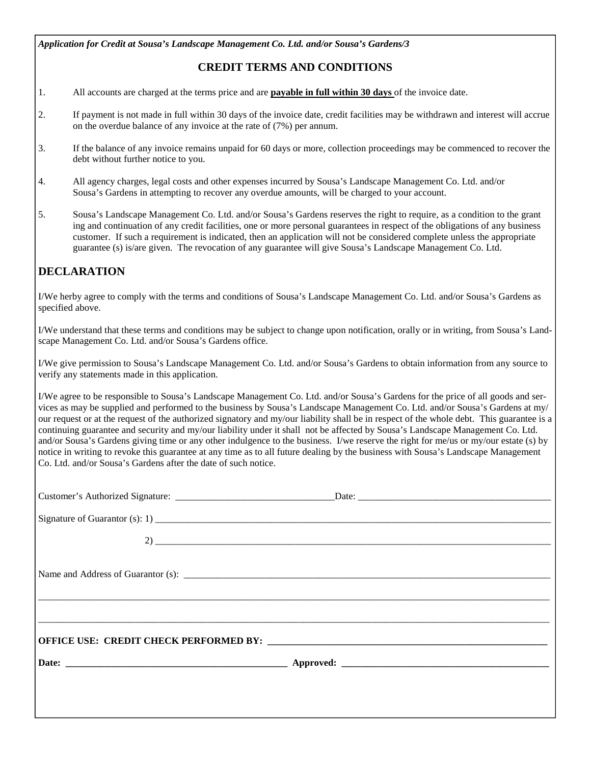*Application for Credit at Sousa's Landscape Management Co. Ltd. and/or Sousa's Gardens/3*

## CREDIT TERMS AND CONDITIONS

1. All accounts are charged at the terms price and are **payable in full within 30 days** of the invoice date.

2. If payment is not made in full within 30 days of the invoice date, credit facilities may be withdrawn and interest will accrue on the overdue balance of any invoice at the rate of (7%) per annum.

3. If the balance of any invoice remains unpaid for 60 days or more, collection proceedings may be commenced to recover the debt without further notice to you.

4. All agency charges, legal costs and other expenses incurred by Sousa's Landscape Management Co. Ltd. and/or Sousa's Gardens in attempting to recover any overdue amounts, will be charged to your account.

5. Sousa's Landscape Management Co. Ltd. and/or Sousa's Gardens reserves the right to require, as a condition to the grant ing and continuation of any credit facilities, one or more personal guarantees in respect of the obligations of any business customer. If such a requirement is indicated, then an application will not be considered complete unless the appropriate guarantee (s) is/are given. The revocation of any guarantee will give Sousa's Landscape Management Co. Ltd.

## DECLARATION

I/We herby agree to comply with the terms and conditions of Sousa's Landscape Management Co. Ltd. and/or Sousa's Gardens as specified above.

I/We understand that these terms and conditions may be subject to change upon notification, orally or in writing, from Sousa's Landscape Management Co. Ltd. and/or Sousa's Gardens office.

I/We give permission to Sousa's Landscape Management Co. Ltd. and/or Sousa's Gardens to obtain information from any source to verify any statements made in this application.

I/We agree to be responsible to Sousa's Landscape Management Co. Ltd. and/or Sousa's Gardens for the price of all goods and services as may be supplied and performed to the business by Sousa's Landscape Management Co. Ltd. and/or Sousa's Gardens at my/our request or at the request of the authorized signatory and my/our liability shall be in respect of the whole debt. This guarantee is a continuing guarantee and security and my/our liability under it shall not be affected by Sousa's Landscape Management Co. Ltd. and/or Sousa's Gardens giving time or any other indulgence to the business. I/we reserve the right for me/us or my/our estate (s) by notice in writing to revoke this guarantee at any time as to all future dealing by the business with Sousa's Landscape Management Co. Ltd. and/or Sousa's Gardens after the date of such notice.

Customer's Authorized Signature: ________________________________ Date: ________________________________________

Signature of Guarantor (s): 1) ____________________________________________________________________________

2) ____________________________________________________________________________

Name and Address of Guarantor (s): _______________________________________________________________________

__________________________________________________________________________________________________

__________________________________________________________________________________________________

**OFFICE USE: CREDIT CHECK PERFORMED BY: ______________________________________________________**

**Date: _____________________________________________ Approved: ___________________________________________**